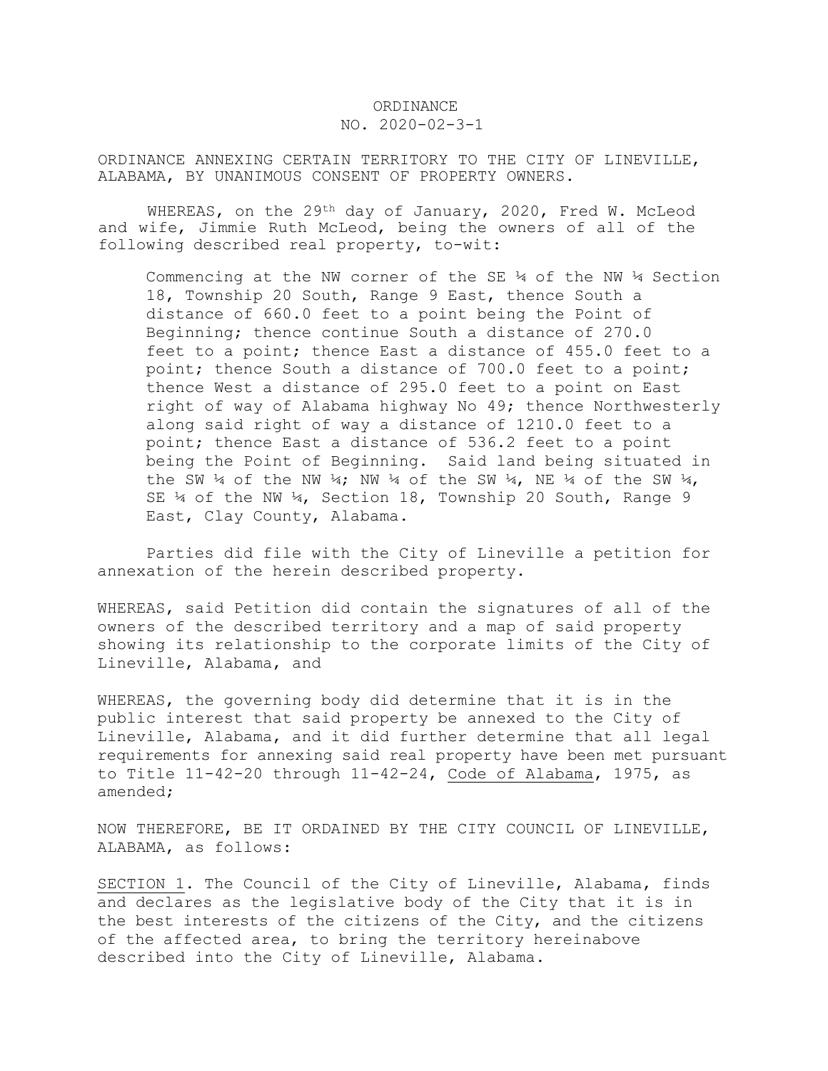ORDINANCE
NO. 2020-02-3-1

ORDINANCE ANNEXING CERTAIN TERRITORY TO THE CITY OF LINEVILLE, ALABAMA, BY UNANIMOUS CONSENT OF PROPERTY OWNERS.

WHEREAS, on the 29th day of January, 2020, Fred W. McLeod and wife, Jimmie Ruth McLeod, being the owners of all of the following described real property, to-wit:

> Commencing at the NW corner of the SE ¼ of the NW ¼ Section 18, Township 20 South, Range 9 East, thence South a distance of 660.0 feet to a point being the Point of Beginning; thence continue South a distance of 270.0 feet to a point; thence East a distance of 455.0 feet to a point; thence South a distance of 700.0 feet to a point; thence West a distance of 295.0 feet to a point on East right of way of Alabama highway No 49; thence Northwesterly along said right of way a distance of 1210.0 feet to a point; thence East a distance of 536.2 feet to a point being the Point of Beginning. Said land being situated in the SW ¼ of the NW ¼; NW ¼ of the SW ¼, NE ¼ of the SW ¼, SE ¼ of the NW ¼, Section 18, Township 20 South, Range 9 East, Clay County, Alabama.

Parties did file with the City of Lineville a petition for annexation of the herein described property.

WHEREAS, said Petition did contain the signatures of all of the owners of the described territory and a map of said property showing its relationship to the corporate limits of the City of Lineville, Alabama, and

WHEREAS, the governing body did determine that it is in the public interest that said property be annexed to the City of Lineville, Alabama, and it did further determine that all legal requirements for annexing said real property have been met pursuant to Title 11-42-20 through 11-42-24, Code of Alabama, 1975, as amended;

NOW THEREFORE, BE IT ORDAINED BY THE CITY COUNCIL OF LINEVILLE, ALABAMA, as follows:

SECTION 1. The Council of the City of Lineville, Alabama, finds and declares as the legislative body of the City that it is in the best interests of the citizens of the City, and the citizens of the affected area, to bring the territory hereinabove described into the City of Lineville, Alabama.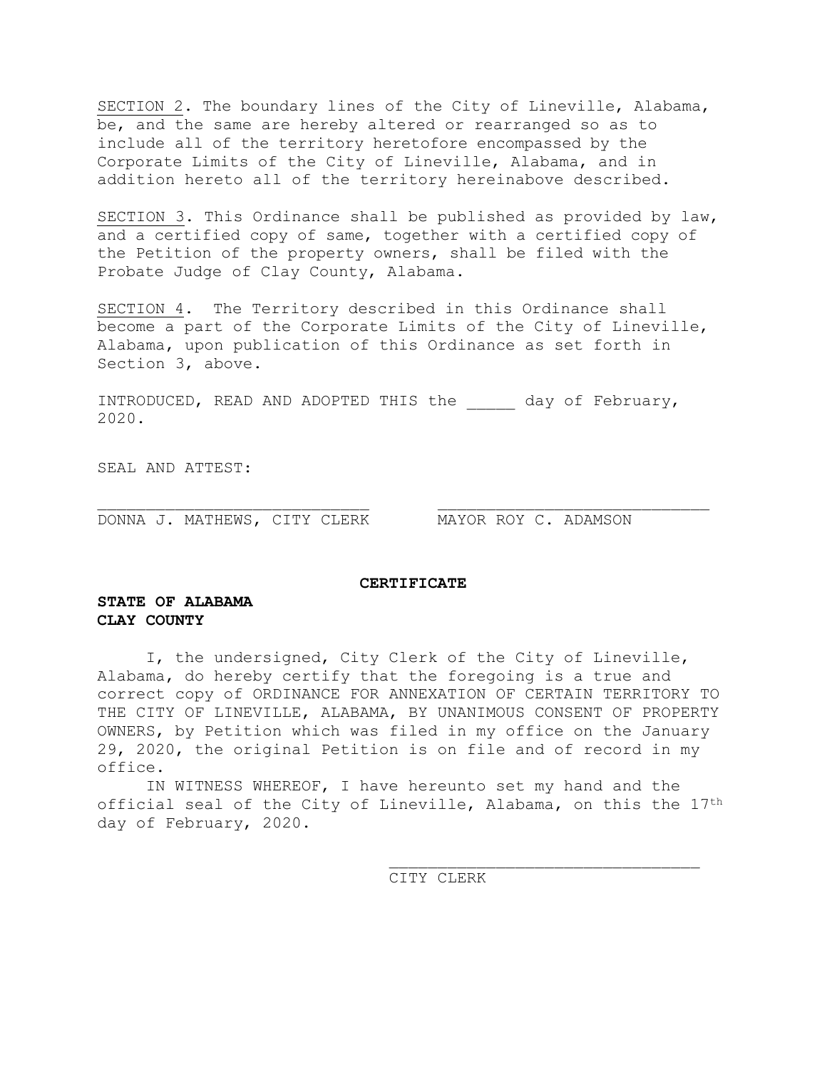SECTION 2. The boundary lines of the City of Lineville, Alabama, be, and the same are hereby altered or rearranged so as to include all of the territory heretofore encompassed by the Corporate Limits of the City of Lineville, Alabama, and in addition hereto all of the territory hereinabove described.

SECTION 3. This Ordinance shall be published as provided by law, and a certified copy of same, together with a certified copy of the Petition of the property owners, shall be filed with the Probate Judge of Clay County, Alabama.

SECTION 4. The Territory described in this Ordinance shall become a part of the Corporate Limits of the City of Lineville, Alabama, upon publication of this Ordinance as set forth in Section 3, above.

INTRODUCED, READ AND ADOPTED THIS the _____ day of February, 2020.

SEAL AND ATTEST:

_____________________________ _____________________________

DONNA J. MATHEWS, CITY CLERK MAYOR ROY C. ADAMSON

**CERTIFICATE**

**STATE OF ALABAMA**
**CLAY COUNTY**

I, the undersigned, City Clerk of the City of Lineville, Alabama, do hereby certify that the foregoing is a true and correct copy of ORDINANCE FOR ANNEXATION OF CERTAIN TERRITORY TO THE CITY OF LINEVILLE, ALABAMA, BY UNANIMOUS CONSENT OF PROPERTY OWNERS, by Petition which was filed in my office on the January 29, 2020, the original Petition is on file and of record in my office.

IN WITNESS WHEREOF, I have hereunto set my hand and the official seal of the City of Lineville, Alabama, on this the 17th day of February, 2020.

_________________________________

CITY CLERK